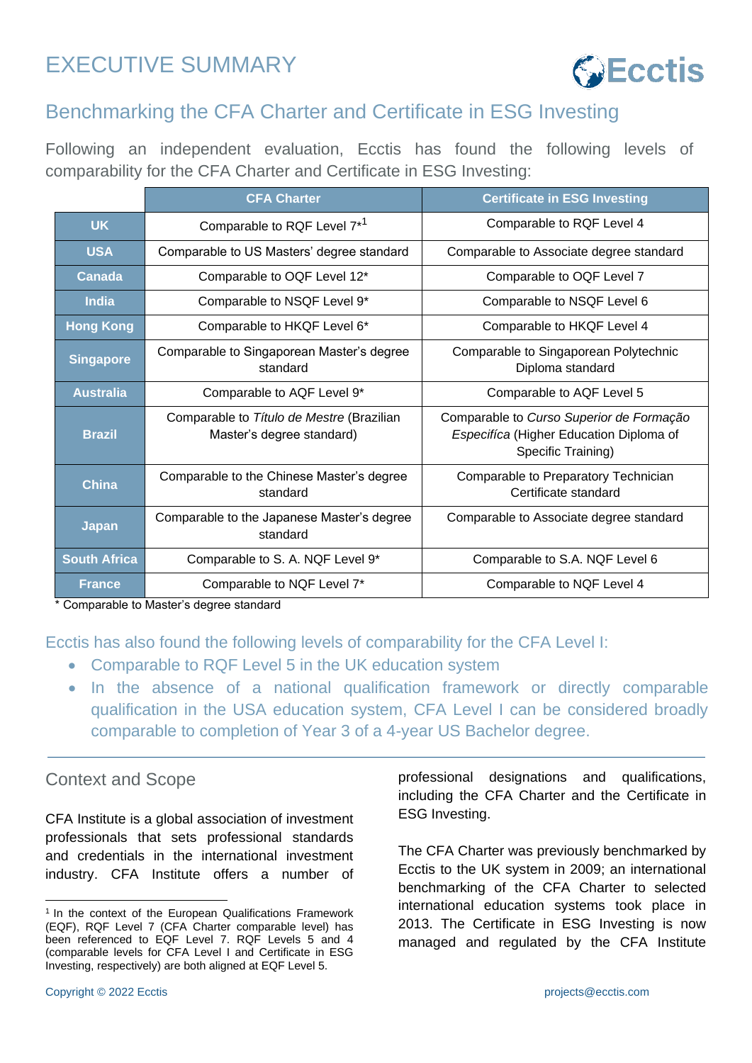# EXECUTIVE SUMMARY

## Benchmarking the CFA Charter and Certificate in ESG Investing

Following an independent evaluation, Ecctis has found the following levels of comparability for the CFA Charter and Certificate in ESG Investing:

| | CFA Charter | Certificate in ESG Investing |
|---|---|---|
| **UK** | Comparable to RQF Level 7*[1] | Comparable to RQF Level 4 |
| **USA** | Comparable to US Masters' degree standard | Comparable to Associate degree standard |
| **Canada** | Comparable to OQF Level 12* | Comparable to OQF Level 7 |
| **India** | Comparable to NSQF Level 9* | Comparable to NSQF Level 6 |
| **Hong Kong** | Comparable to HKQF Level 6* | Comparable to HKQF Level 4 |
| **Singapore** | Comparable to Singaporean Master's degree standard | Comparable to Singaporean Polytechnic Diploma standard |
| **Australia** | Comparable to AQF Level 9* | Comparable to AQF Level 5 |
| **Brazil** | Comparable to *Título de Mestre* (Brazilian Master's degree standard) | Comparable to *Curso Superior de Formação Especifica* (Higher Education Diploma of Specific Training) |
| **China** | Comparable to the Chinese Master's degree standard | Comparable to Preparatory Technician Certificate standard |
| **Japan** | Comparable to the Japanese Master's degree standard | Comparable to Associate degree standard |
| **South Africa** | Comparable to S. A. NQF Level 9* | Comparable to S.A. NQF Level 6 |
| **France** | Comparable to NQF Level 7* | Comparable to NQF Level 4 |

* Comparable to Master's degree standard

Ecctis has also found the following levels of comparability for the CFA Level I:

- Comparable to RQF Level 5 in the UK education system
- In the absence of a national qualification framework or directly comparable qualification in the USA education system, CFA Level I can be considered broadly comparable to completion of Year 3 of a 4-year US Bachelor degree.

## Context and Scope

CFA Institute is a global association of investment professionals that sets professional standards and credentials in the international investment industry. CFA Institute offers a number of professional designations and qualifications, including the CFA Charter and the Certificate in ESG Investing.

The CFA Charter was previously benchmarked by Ecctis to the UK system in 2009; an international benchmarking of the CFA Charter to selected international education systems took place in 2013. The Certificate in ESG Investing is now managed and regulated by the CFA Institute

[1] In the context of the European Qualifications Framework (EQF), RQF Level 7 (CFA Charter comparable level) has been referenced to EQF Level 7. RQF Levels 5 and 4 (comparable levels for CFA Level I and Certificate in ESG Investing, respectively) are both aligned at EQF Level 5.

Copyright © 2022 Ecctis

projects@ecctis.com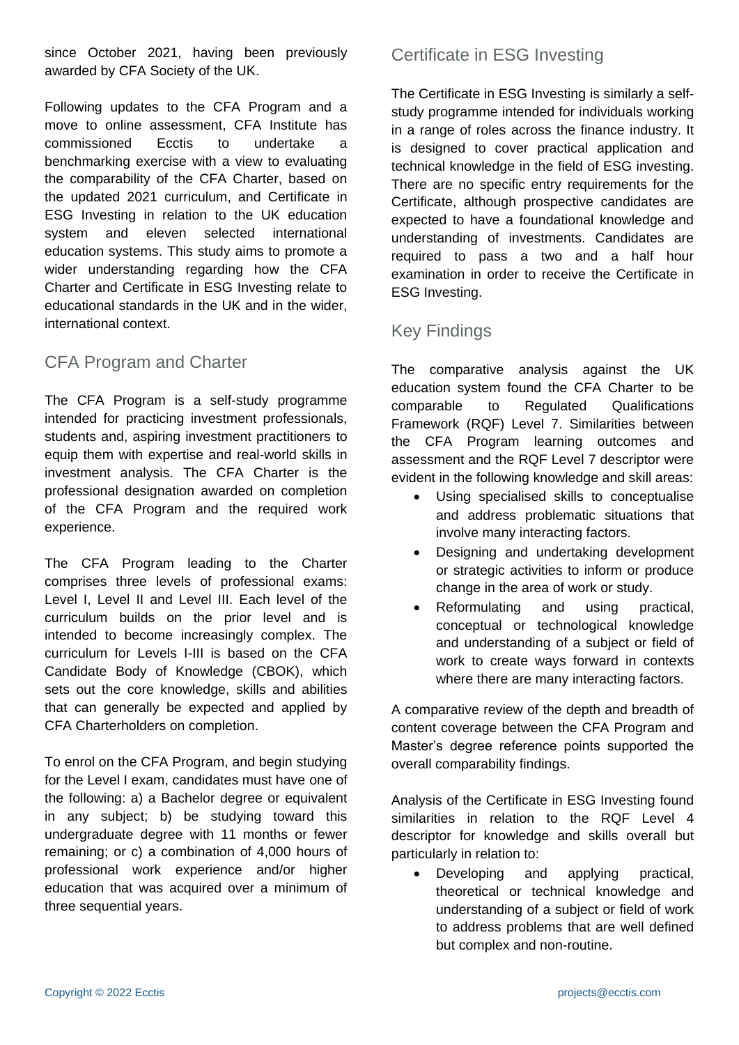since October 2021, having been previously awarded by CFA Society of the UK.

Following updates to the CFA Program and a move to online assessment, CFA Institute has commissioned Ecctis to undertake a benchmarking exercise with a view to evaluating the comparability of the CFA Charter, based on the updated 2021 curriculum, and Certificate in ESG Investing in relation to the UK education system and eleven selected international education systems. This study aims to promote a wider understanding regarding how the CFA Charter and Certificate in ESG Investing relate to educational standards in the UK and in the wider, international context.

## CFA Program and Charter

The CFA Program is a self-study programme intended for practicing investment professionals, students and, aspiring investment practitioners to equip them with expertise and real-world skills in investment analysis. The CFA Charter is the professional designation awarded on completion of the CFA Program and the required work experience.

The CFA Program leading to the Charter comprises three levels of professional exams: Level I, Level II and Level III. Each level of the curriculum builds on the prior level and is intended to become increasingly complex. The curriculum for Levels I-III is based on the CFA Candidate Body of Knowledge (CBOK), which sets out the core knowledge, skills and abilities that can generally be expected and applied by CFA Charterholders on completion.

To enrol on the CFA Program, and begin studying for the Level I exam, candidates must have one of the following: a) a Bachelor degree or equivalent in any subject; b) be studying toward this undergraduate degree with 11 months or fewer remaining; or c) a combination of 4,000 hours of professional work experience and/or higher education that was acquired over a minimum of three sequential years.

## Certificate in ESG Investing

The Certificate in ESG Investing is similarly a self-study programme intended for individuals working in a range of roles across the finance industry. It is designed to cover practical application and technical knowledge in the field of ESG investing. There are no specific entry requirements for the Certificate, although prospective candidates are expected to have a foundational knowledge and understanding of investments. Candidates are required to pass a two and a half hour examination in order to receive the Certificate in ESG Investing.

## Key Findings

The comparative analysis against the UK education system found the CFA Charter to be comparable to Regulated Qualifications Framework (RQF) Level 7. Similarities between the CFA Program learning outcomes and assessment and the RQF Level 7 descriptor were evident in the following knowledge and skill areas:

- Using specialised skills to conceptualise and address problematic situations that involve many interacting factors.
- Designing and undertaking development or strategic activities to inform or produce change in the area of work or study.
- Reformulating and using practical, conceptual or technological knowledge and understanding of a subject or field of work to create ways forward in contexts where there are many interacting factors.

A comparative review of the depth and breadth of content coverage between the CFA Program and Master's degree reference points supported the overall comparability findings.

Analysis of the Certificate in ESG Investing found similarities in relation to the RQF Level 4 descriptor for knowledge and skills overall but particularly in relation to:

- Developing and applying practical, theoretical or technical knowledge and understanding of a subject or field of work to address problems that are well defined but complex and non-routine.

Copyright © 2022 Ecctis projects@ecctis.com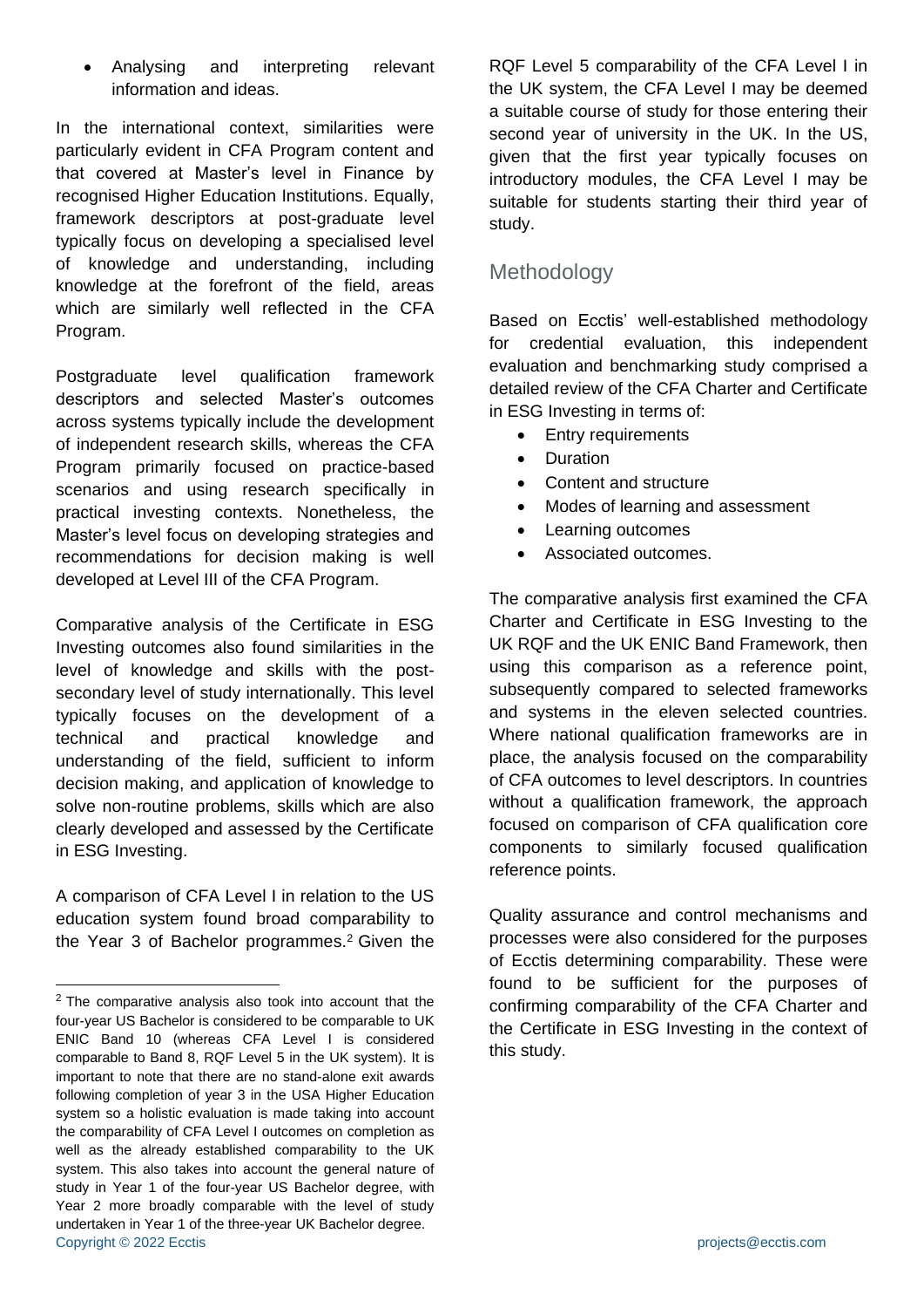- Analysing and interpreting relevant information and ideas.

In the international context, similarities were particularly evident in CFA Program content and that covered at Master's level in Finance by recognised Higher Education Institutions. Equally, framework descriptors at post-graduate level typically focus on developing a specialised level of knowledge and understanding, including knowledge at the forefront of the field, areas which are similarly well reflected in the CFA Program.

Postgraduate level qualification framework descriptors and selected Master's outcomes across systems typically include the development of independent research skills, whereas the CFA Program primarily focused on practice-based scenarios and using research specifically in practical investing contexts. Nonetheless, the Master's level focus on developing strategies and recommendations for decision making is well developed at Level III of the CFA Program.

Comparative analysis of the Certificate in ESG Investing outcomes also found similarities in the level of knowledge and skills with the post-secondary level of study internationally. This level typically focuses on the development of a technical and practical knowledge and understanding of the field, sufficient to inform decision making, and application of knowledge to solve non-routine problems, skills which are also clearly developed and assessed by the Certificate in ESG Investing.

A comparison of CFA Level I in relation to the US education system found broad comparability to the Year 3 of Bachelor programmes.[2] Given the RQF Level 5 comparability of the CFA Level I in the UK system, the CFA Level I may be deemed a suitable course of study for those entering their second year of university in the UK. In the US, given that the first year typically focuses on introductory modules, the CFA Level I may be suitable for students starting their third year of study.

## Methodology

Based on Ecctis' well-established methodology for credential evaluation, this independent evaluation and benchmarking study comprised a detailed review of the CFA Charter and Certificate in ESG Investing in terms of:

- Entry requirements
- Duration
- Content and structure
- Modes of learning and assessment
- Learning outcomes
- Associated outcomes.

The comparative analysis first examined the CFA Charter and Certificate in ESG Investing to the UK RQF and the UK ENIC Band Framework, then using this comparison as a reference point, subsequently compared to selected frameworks and systems in the eleven selected countries. Where national qualification frameworks are in place, the analysis focused on the comparability of CFA outcomes to level descriptors. In countries without a qualification framework, the approach focused on comparison of CFA qualification core components to similarly focused qualification reference points.

Quality assurance and control mechanisms and processes were also considered for the purposes of Ecctis determining comparability. These were found to be sufficient for the purposes of confirming comparability of the CFA Charter and the Certificate in ESG Investing in the context of this study.

[2] The comparative analysis also took into account that the four-year US Bachelor is considered to be comparable to UK ENIC Band 10 (whereas CFA Level I is considered comparable to Band 8, RQF Level 5 in the UK system). It is important to note that there are no stand-alone exit awards following completion of year 3 in the USA Higher Education system so a holistic evaluation is made taking into account the comparability of CFA Level I outcomes on completion as well as the already established comparability to the UK system. This also takes into account the general nature of study in Year 1 of the four-year US Bachelor degree, with Year 2 more broadly comparable with the level of study undertaken in Year 1 of the three-year UK Bachelor degree.